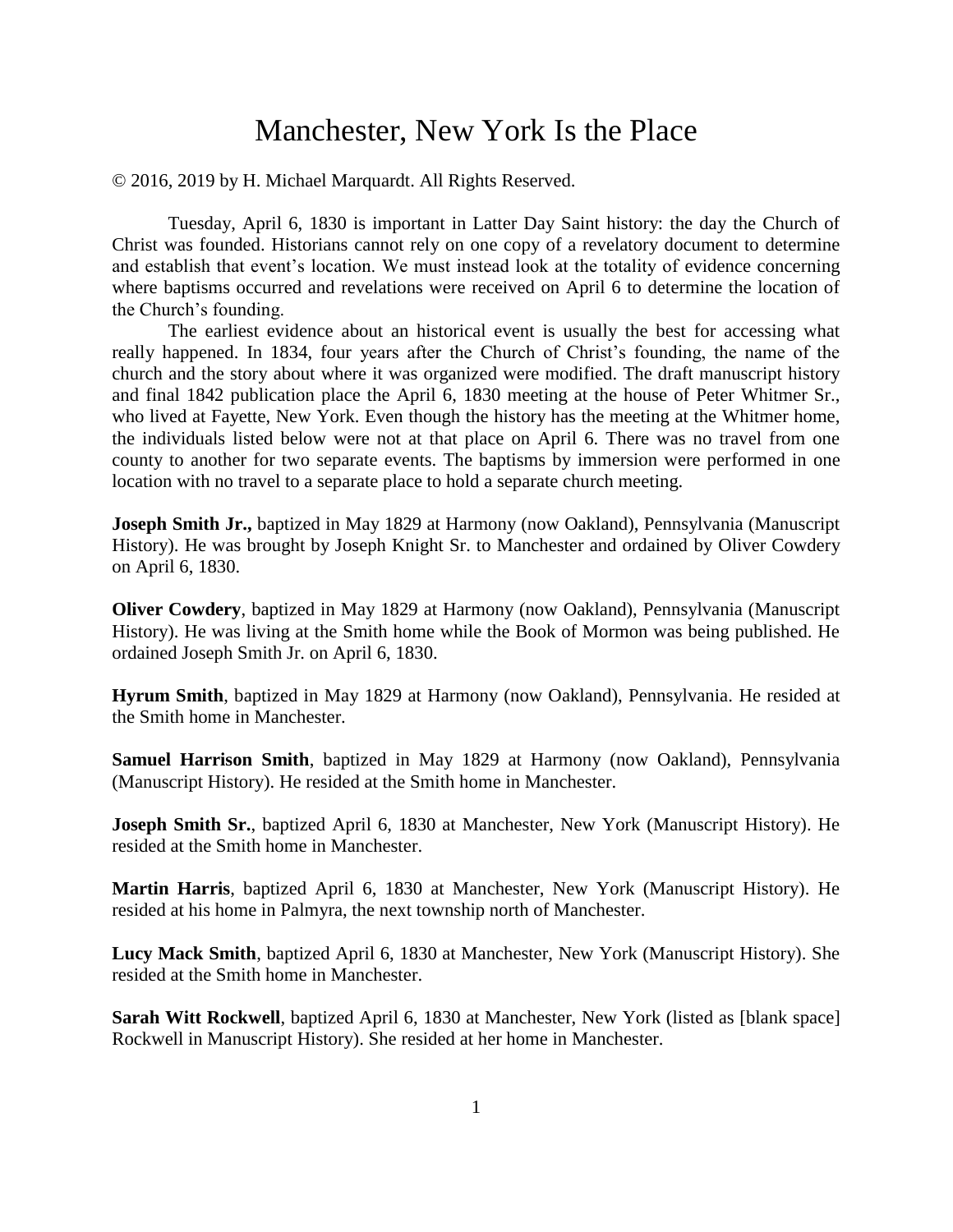# Manchester, New York Is the Place

© 2016, 2019 by H. Michael Marquardt. All Rights Reserved.

Tuesday, April 6, 1830 is important in Latter Day Saint history: the day the Church of Christ was founded. Historians cannot rely on one copy of a revelatory document to determine and establish that event's location. We must instead look at the totality of evidence concerning where baptisms occurred and revelations were received on April 6 to determine the location of the Church's founding.

The earliest evidence about an historical event is usually the best for accessing what really happened. In 1834, four years after the Church of Christ's founding, the name of the church and the story about where it was organized were modified. The draft manuscript history and final 1842 publication place the April 6, 1830 meeting at the house of Peter Whitmer Sr., who lived at Fayette, New York. Even though the history has the meeting at the Whitmer home, the individuals listed below were not at that place on April 6. There was no travel from one county to another for two separate events. The baptisms by immersion were performed in one location with no travel to a separate place to hold a separate church meeting.

**Joseph Smith Jr.,** baptized in May 1829 at Harmony (now Oakland), Pennsylvania (Manuscript History). He was brought by Joseph Knight Sr. to Manchester and ordained by Oliver Cowdery on April 6, 1830.

**Oliver Cowdery**, baptized in May 1829 at Harmony (now Oakland), Pennsylvania (Manuscript History). He was living at the Smith home while the Book of Mormon was being published. He ordained Joseph Smith Jr. on April 6, 1830.

**Hyrum Smith**, baptized in May 1829 at Harmony (now Oakland), Pennsylvania. He resided at the Smith home in Manchester.

**Samuel Harrison Smith**, baptized in May 1829 at Harmony (now Oakland), Pennsylvania (Manuscript History). He resided at the Smith home in Manchester.

**Joseph Smith Sr.**, baptized April 6, 1830 at Manchester, New York (Manuscript History). He resided at the Smith home in Manchester.

**Martin Harris**, baptized April 6, 1830 at Manchester, New York (Manuscript History). He resided at his home in Palmyra, the next township north of Manchester.

**Lucy Mack Smith**, baptized April 6, 1830 at Manchester, New York (Manuscript History). She resided at the Smith home in Manchester.

**Sarah Witt Rockwell**, baptized April 6, 1830 at Manchester, New York (listed as [blank space] Rockwell in Manuscript History). She resided at her home in Manchester.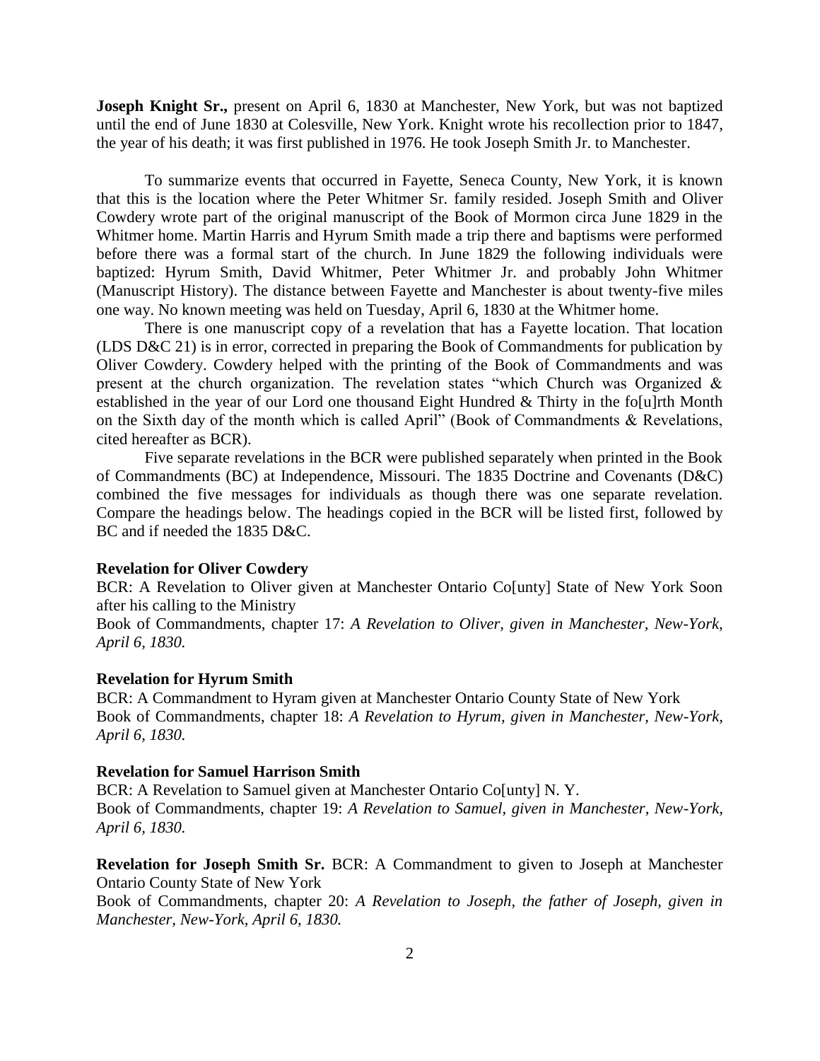**Joseph Knight Sr.,** present on April 6, 1830 at Manchester, New York, but was not baptized until the end of June 1830 at Colesville, New York. Knight wrote his recollection prior to 1847, the year of his death; it was first published in 1976. He took Joseph Smith Jr. to Manchester.

To summarize events that occurred in Fayette, Seneca County, New York, it is known that this is the location where the Peter Whitmer Sr. family resided. Joseph Smith and Oliver Cowdery wrote part of the original manuscript of the Book of Mormon circa June 1829 in the Whitmer home. Martin Harris and Hyrum Smith made a trip there and baptisms were performed before there was a formal start of the church. In June 1829 the following individuals were baptized: Hyrum Smith, David Whitmer, Peter Whitmer Jr. and probably John Whitmer (Manuscript History). The distance between Fayette and Manchester is about twenty-five miles one way. No known meeting was held on Tuesday, April 6, 1830 at the Whitmer home.

There is one manuscript copy of a revelation that has a Fayette location. That location (LDS D&C 21) is in error, corrected in preparing the Book of Commandments for publication by Oliver Cowdery. Cowdery helped with the printing of the Book of Commandments and was present at the church organization. The revelation states "which Church was Organized & established in the year of our Lord one thousand Eight Hundred & Thirty in the fo[u]rth Month on the Sixth day of the month which is called April" (Book of Commandments & Revelations, cited hereafter as BCR).

Five separate revelations in the BCR were published separately when printed in the Book of Commandments (BC) at Independence, Missouri. The 1835 Doctrine and Covenants (D&C) combined the five messages for individuals as though there was one separate revelation. Compare the headings below. The headings copied in the BCR will be listed first, followed by BC and if needed the 1835 D&C.

**Revelation for Oliver Cowdery**

BCR: A Revelation to Oliver given at Manchester Ontario Co[unty] State of New York Soon after his calling to the Ministry

Book of Commandments, chapter 17: *A Revelation to Oliver, given in Manchester, New-York, April 6, 1830.*

**Revelation for Hyrum Smith**

BCR: A Commandment to Hyram given at Manchester Ontario County State of New York

Book of Commandments, chapter 18: *A Revelation to Hyrum, given in Manchester, New-York, April 6, 1830.*

**Revelation for Samuel Harrison Smith**

BCR: A Revelation to Samuel given at Manchester Ontario Co[unty] N. Y.

Book of Commandments, chapter 19: *A Revelation to Samuel, given in Manchester, New-York, April 6, 1830.*

**Revelation for Joseph Smith Sr.** BCR: A Commandment to given to Joseph at Manchester Ontario County State of New York

Book of Commandments, chapter 20: *A Revelation to Joseph, the father of Joseph, given in Manchester, New-York, April 6, 1830.*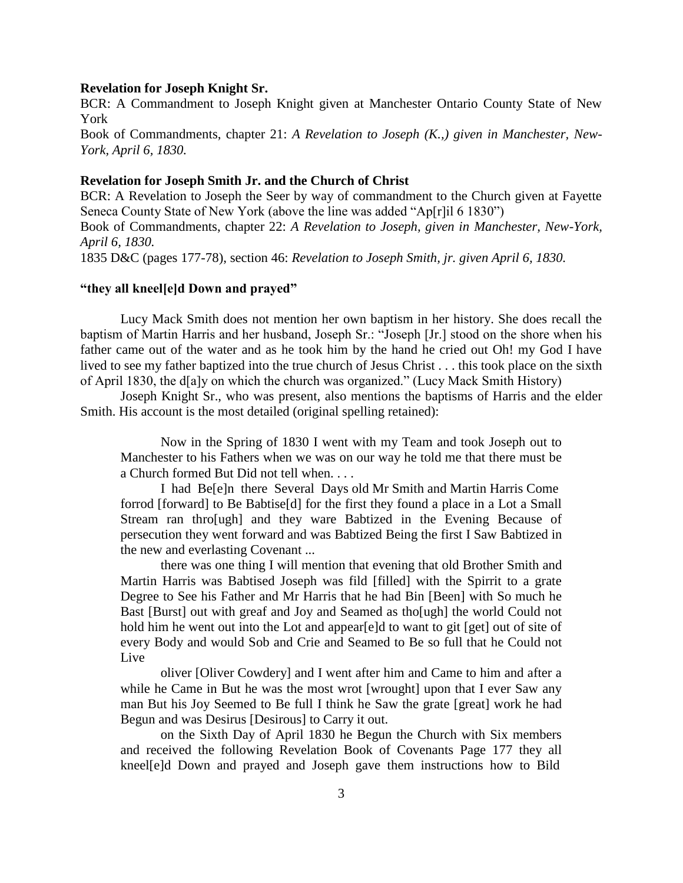**Revelation for Joseph Knight Sr.**

BCR: A Commandment to Joseph Knight given at Manchester Ontario County State of New York

Book of Commandments, chapter 21: *A Revelation to Joseph (K.,) given in Manchester, New-York, April 6, 1830.*

**Revelation for Joseph Smith Jr. and the Church of Christ**

BCR: A Revelation to Joseph the Seer by way of commandment to the Church given at Fayette Seneca County State of New York (above the line was added "Ap[r]il 6 1830")

Book of Commandments, chapter 22: *A Revelation to Joseph, given in Manchester, New-York, April 6, 1830.*

1835 D&C (pages 177-78), section 46: *Revelation to Joseph Smith, jr. given April 6, 1830.*

**"they all kneel[e]d Down and prayed"**

Lucy Mack Smith does not mention her own baptism in her history. She does recall the baptism of Martin Harris and her husband, Joseph Sr.: "Joseph [Jr.] stood on the shore when his father came out of the water and as he took him by the hand he cried out Oh! my God I have lived to see my father baptized into the true church of Jesus Christ . . . this took place on the sixth of April 1830, the d[a]y on which the church was organized." (Lucy Mack Smith History)

Joseph Knight Sr., who was present, also mentions the baptisms of Harris and the elder Smith. His account is the most detailed (original spelling retained):

> Now in the Spring of 1830 I went with my Team and took Joseph out to Manchester to his Fathers when we was on our way he told me that there must be a Church formed But Did not tell when. . . .
>
> I had Be[e]n there Several Days old Mr Smith and Martin Harris Come forrod [forward] to Be Babtise[d] for the first they found a place in a Lot a Small Stream ran thro[ugh] and they ware Babtized in the Evening Because of persecution they went forward and was Babtized Being the first I Saw Babtized in the new and everlasting Covenant ...
>
> there was one thing I will mention that evening that old Brother Smith and Martin Harris was Babtised Joseph was fild [filled] with the Spirrit to a grate Degree to See his Father and Mr Harris that he had Bin [Been] with So much he Bast [Burst] out with greaf and Joy and Seamed as tho[ugh] the world Could not hold him he went out into the Lot and appear[e]d to want to git [get] out of site of every Body and would Sob and Crie and Seamed to Be so full that he Could not Live
>
> oliver [Oliver Cowdery] and I went after him and Came to him and after a while he Came in But he was the most wrot [wrought] upon that I ever Saw any man But his Joy Seemed to Be full I think he Saw the grate [great] work he had Begun and was Desirus [Desirous] to Carry it out.
>
> on the Sixth Day of April 1830 he Begun the Church with Six members and received the following Revelation Book of Covenants Page 177 they all kneel[e]d Down and prayed and Joseph gave them instructions how to Bild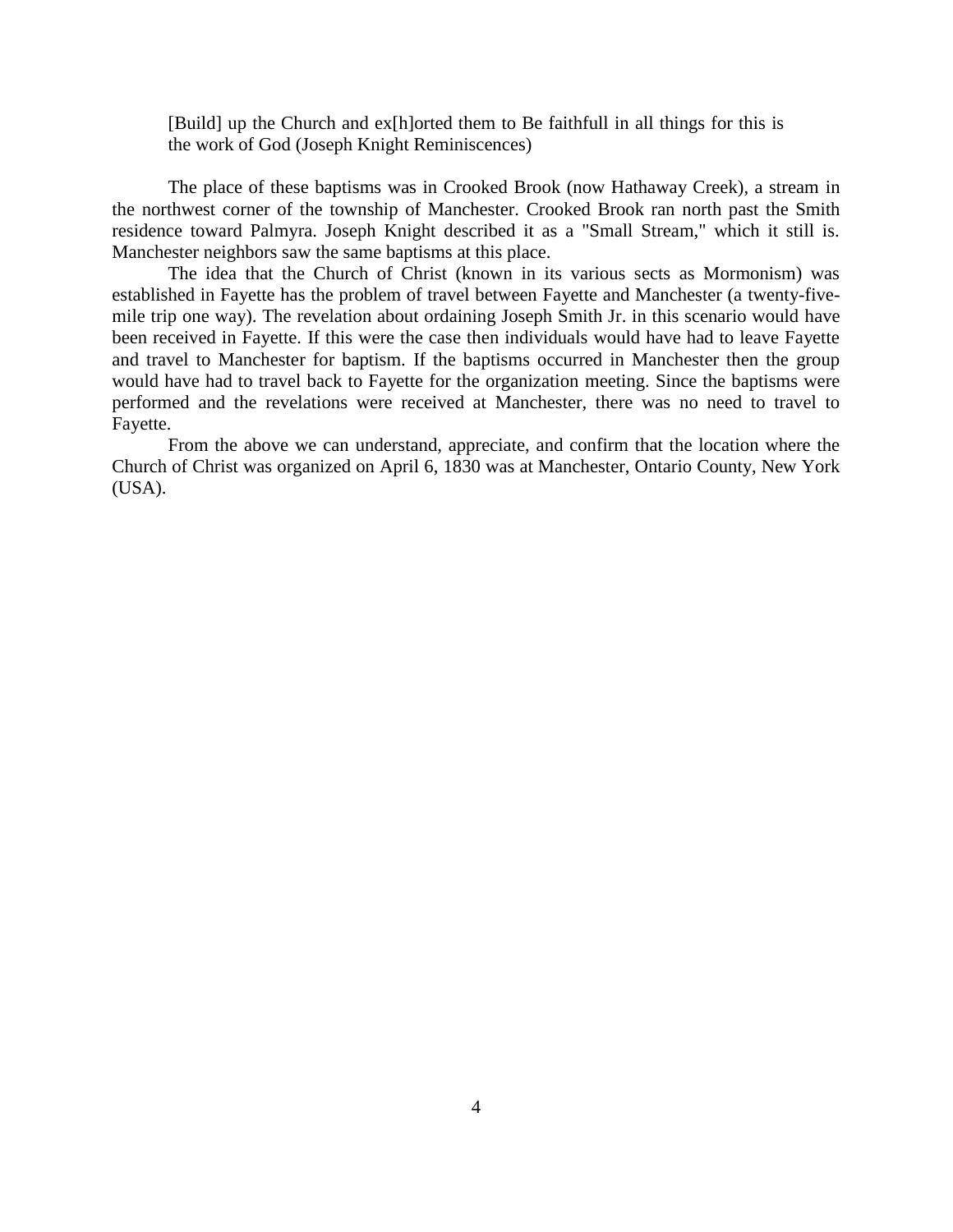> [Build] up the Church and ex[h]orted them to Be faithfull in all things for this is the work of God (Joseph Knight Reminiscences)

The place of these baptisms was in Crooked Brook (now Hathaway Creek), a stream in the northwest corner of the township of Manchester. Crooked Brook ran north past the Smith residence toward Palmyra. Joseph Knight described it as a "Small Stream," which it still is. Manchester neighbors saw the same baptisms at this place.

The idea that the Church of Christ (known in its various sects as Mormonism) was established in Fayette has the problem of travel between Fayette and Manchester (a twenty-five-mile trip one way). The revelation about ordaining Joseph Smith Jr. in this scenario would have been received in Fayette. If this were the case then individuals would have had to leave Fayette and travel to Manchester for baptism. If the baptisms occurred in Manchester then the group would have had to travel back to Fayette for the organization meeting. Since the baptisms were performed and the revelations were received at Manchester, there was no need to travel to Fayette.

From the above we can understand, appreciate, and confirm that the location where the Church of Christ was organized on April 6, 1830 was at Manchester, Ontario County, New York (USA).